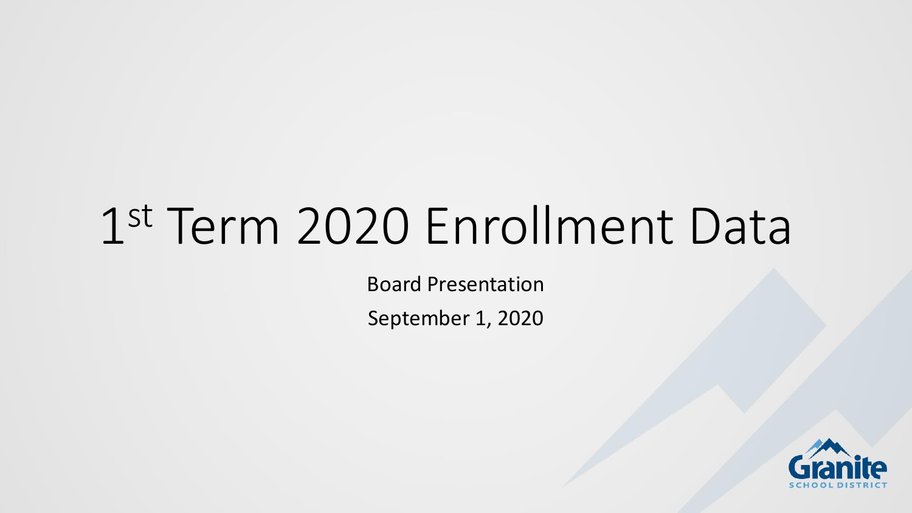# 1st Term 2020 Enrollment Data

Board Presentation

September 1, 2020

Granite School District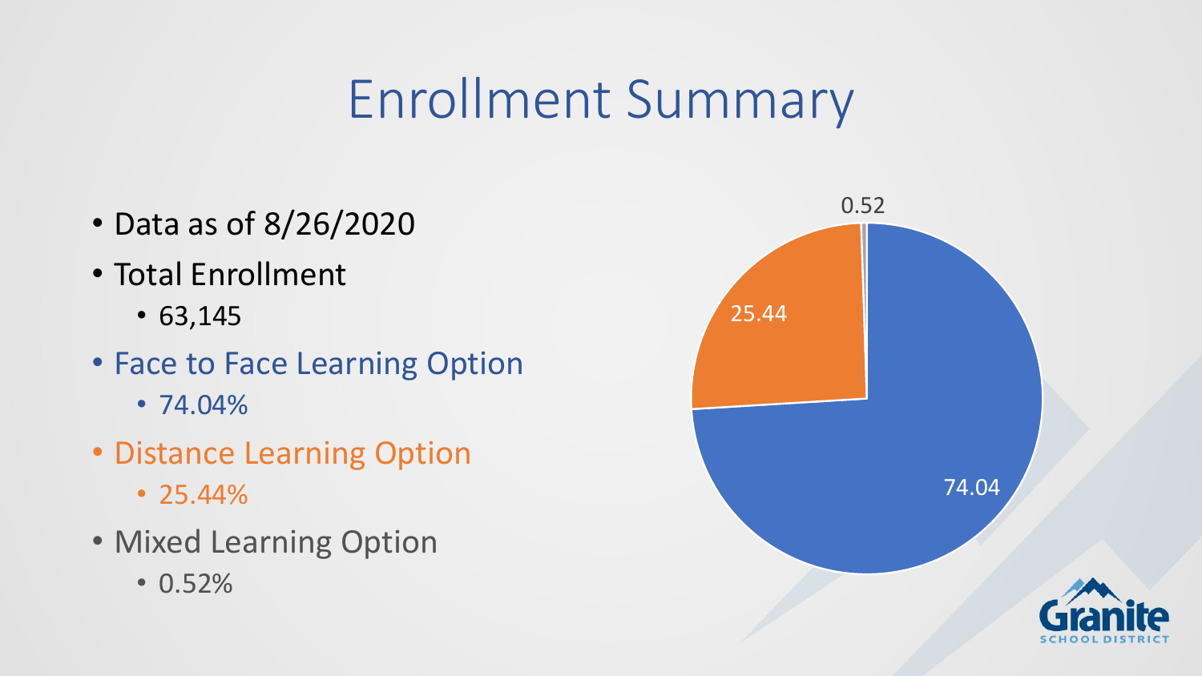# Enrollment Summary

- Data as of 8/26/2020
- Total Enrollment
  - 63,145
- Face to Face Learning Option
  - 74.04%
- Distance Learning Option
  - 25.44%
- Mixed Learning Option
  - 0.52%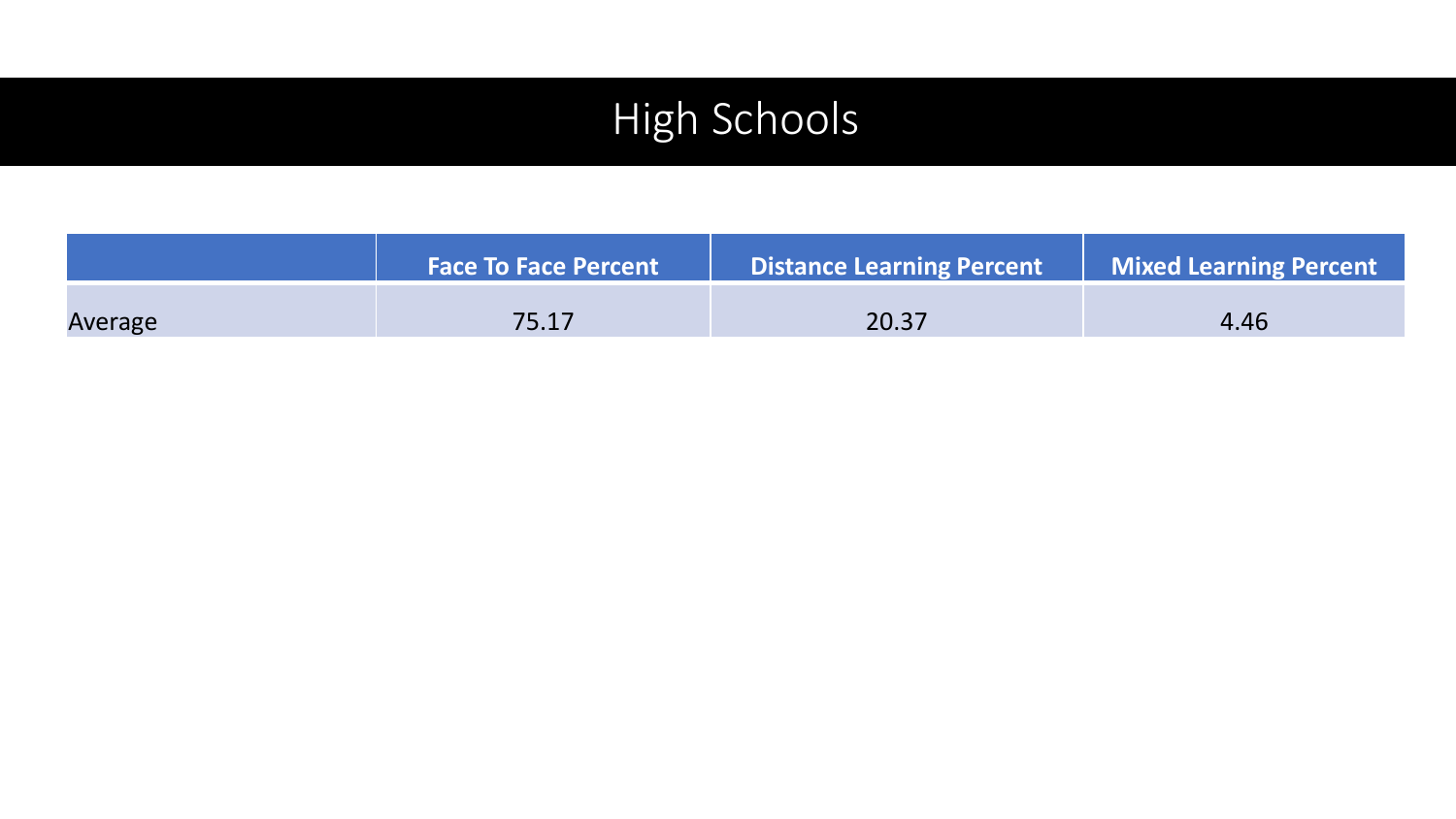# High Schools

| | Face To Face Percent | Distance Learning Percent | Mixed Learning Percent |
|---|---|---|---|
| Average | 75.17 | 20.37 | 4.46 |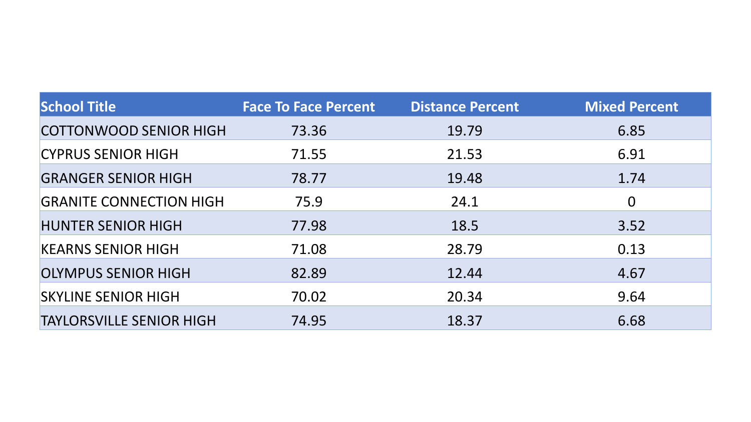| School Title | Face To Face Percent | Distance Percent | Mixed Percent |
|---|---|---|---|
| COTTONWOOD SENIOR HIGH | 73.36 | 19.79 | 6.85 |
| CYPRUS SENIOR HIGH | 71.55 | 21.53 | 6.91 |
| GRANGER SENIOR HIGH | 78.77 | 19.48 | 1.74 |
| GRANITE CONNECTION HIGH | 75.9 | 24.1 | 0 |
| HUNTER SENIOR HIGH | 77.98 | 18.5 | 3.52 |
| KEARNS SENIOR HIGH | 71.08 | 28.79 | 0.13 |
| OLYMPUS SENIOR HIGH | 82.89 | 12.44 | 4.67 |
| SKYLINE SENIOR HIGH | 70.02 | 20.34 | 9.64 |
| TAYLORSVILLE SENIOR HIGH | 74.95 | 18.37 | 6.68 |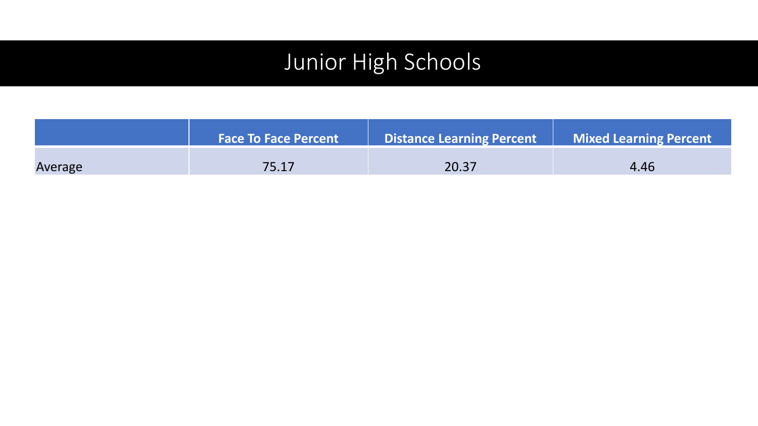# Junior High Schools

| | Face To Face Percent | Distance Learning Percent | Mixed Learning Percent |
|---|---|---|---|
| Average | 75.17 | 20.37 | 4.46 |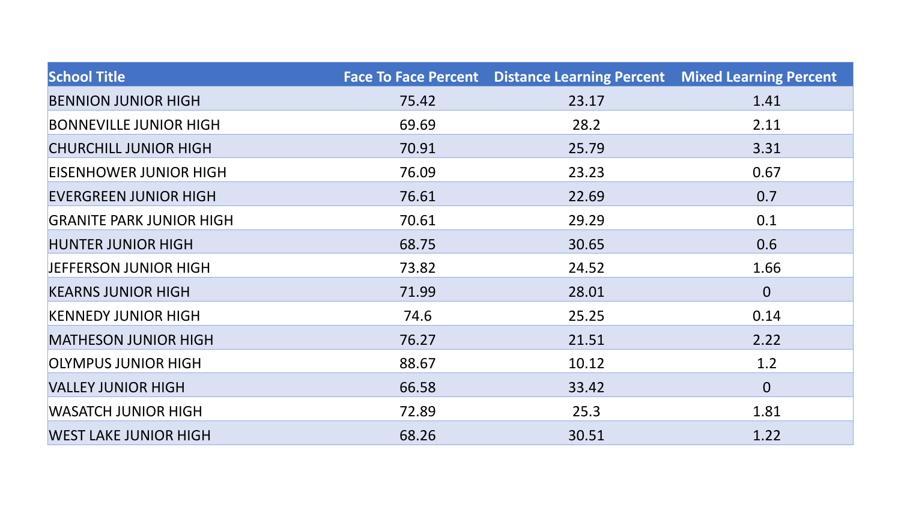| School Title | Face To Face Percent | Distance Learning Percent | Mixed Learning Percent |
|---|---|---|---|
| BENNION JUNIOR HIGH | 75.42 | 23.17 | 1.41 |
| BONNEVILLE JUNIOR HIGH | 69.69 | 28.2 | 2.11 |
| CHURCHILL JUNIOR HIGH | 70.91 | 25.79 | 3.31 |
| EISENHOWER JUNIOR HIGH | 76.09 | 23.23 | 0.67 |
| EVERGREEN JUNIOR HIGH | 76.61 | 22.69 | 0.7 |
| GRANITE PARK JUNIOR HIGH | 70.61 | 29.29 | 0.1 |
| HUNTER JUNIOR HIGH | 68.75 | 30.65 | 0.6 |
| JEFFERSON JUNIOR HIGH | 73.82 | 24.52 | 1.66 |
| KEARNS JUNIOR HIGH | 71.99 | 28.01 | 0 |
| KENNEDY JUNIOR HIGH | 74.6 | 25.25 | 0.14 |
| MATHESON JUNIOR HIGH | 76.27 | 21.51 | 2.22 |
| OLYMPUS JUNIOR HIGH | 88.67 | 10.12 | 1.2 |
| VALLEY JUNIOR HIGH | 66.58 | 33.42 | 0 |
| WASATCH JUNIOR HIGH | 72.89 | 25.3 | 1.81 |
| WEST LAKE JUNIOR HIGH | 68.26 | 30.51 | 1.22 |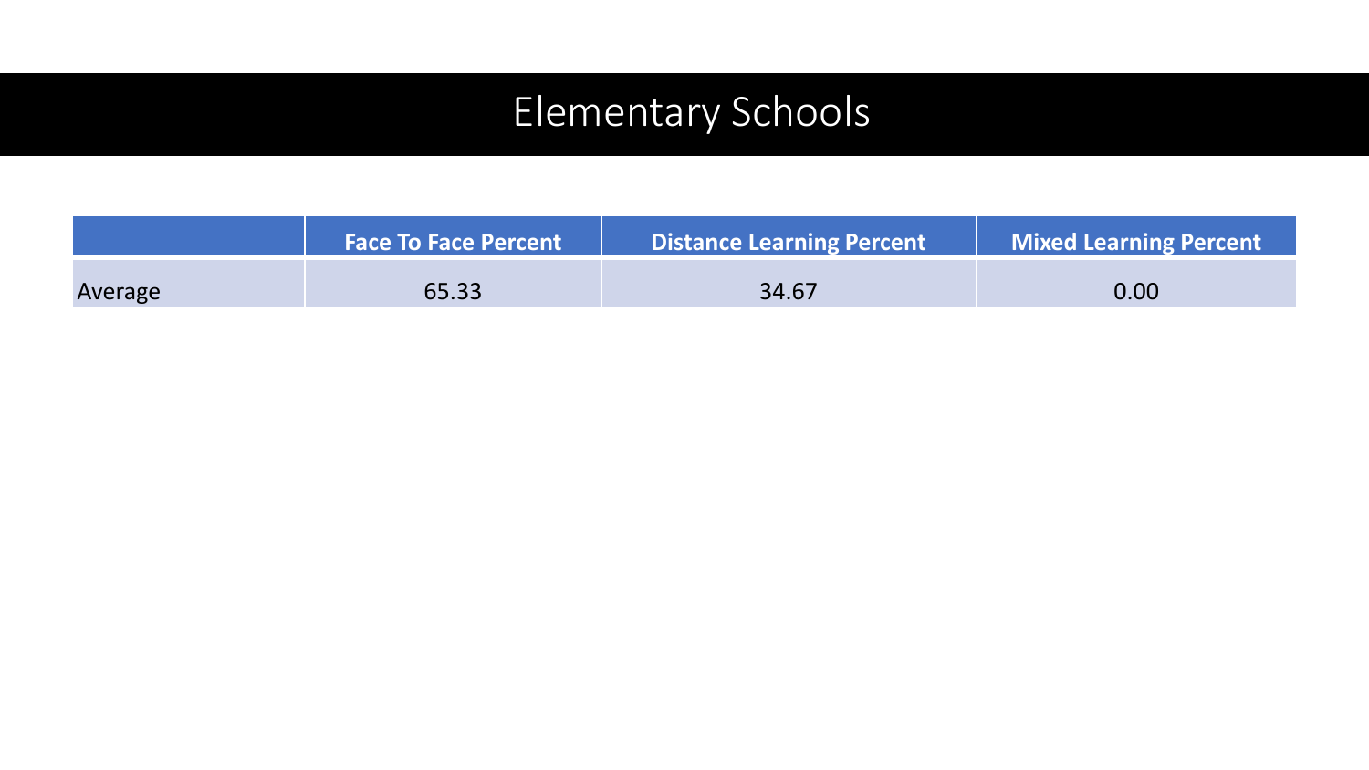# Elementary Schools

| | Face To Face Percent | Distance Learning Percent | Mixed Learning Percent |
|---|---|---|---|
| Average | 65.33 | 34.67 | 0.00 |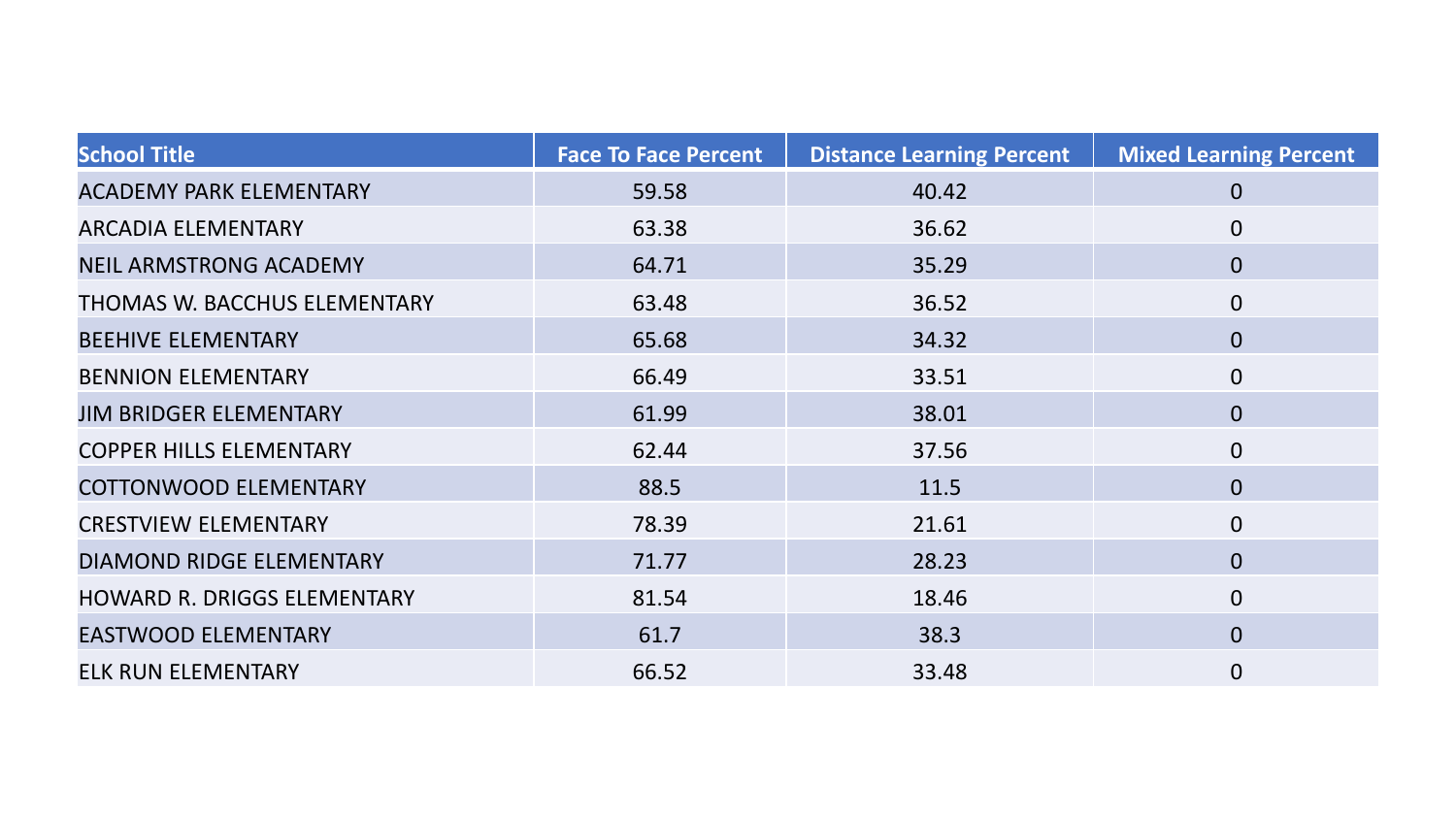| School Title | Face To Face Percent | Distance Learning Percent | Mixed Learning Percent |
| --- | --- | --- | --- |
| ACADEMY PARK ELEMENTARY | 59.58 | 40.42 | 0 |
| ARCADIA ELEMENTARY | 63.38 | 36.62 | 0 |
| NEIL ARMSTRONG ACADEMY | 64.71 | 35.29 | 0 |
| THOMAS W. BACCHUS ELEMENTARY | 63.48 | 36.52 | 0 |
| BEEHIVE ELEMENTARY | 65.68 | 34.32 | 0 |
| BENNION ELEMENTARY | 66.49 | 33.51 | 0 |
| JIM BRIDGER ELEMENTARY | 61.99 | 38.01 | 0 |
| COPPER HILLS ELEMENTARY | 62.44 | 37.56 | 0 |
| COTTONWOOD ELEMENTARY | 88.5 | 11.5 | 0 |
| CRESTVIEW ELEMENTARY | 78.39 | 21.61 | 0 |
| DIAMOND RIDGE ELEMENTARY | 71.77 | 28.23 | 0 |
| HOWARD R. DRIGGS ELEMENTARY | 81.54 | 18.46 | 0 |
| EASTWOOD ELEMENTARY | 61.7 | 38.3 | 0 |
| ELK RUN ELEMENTARY | 66.52 | 33.48 | 0 |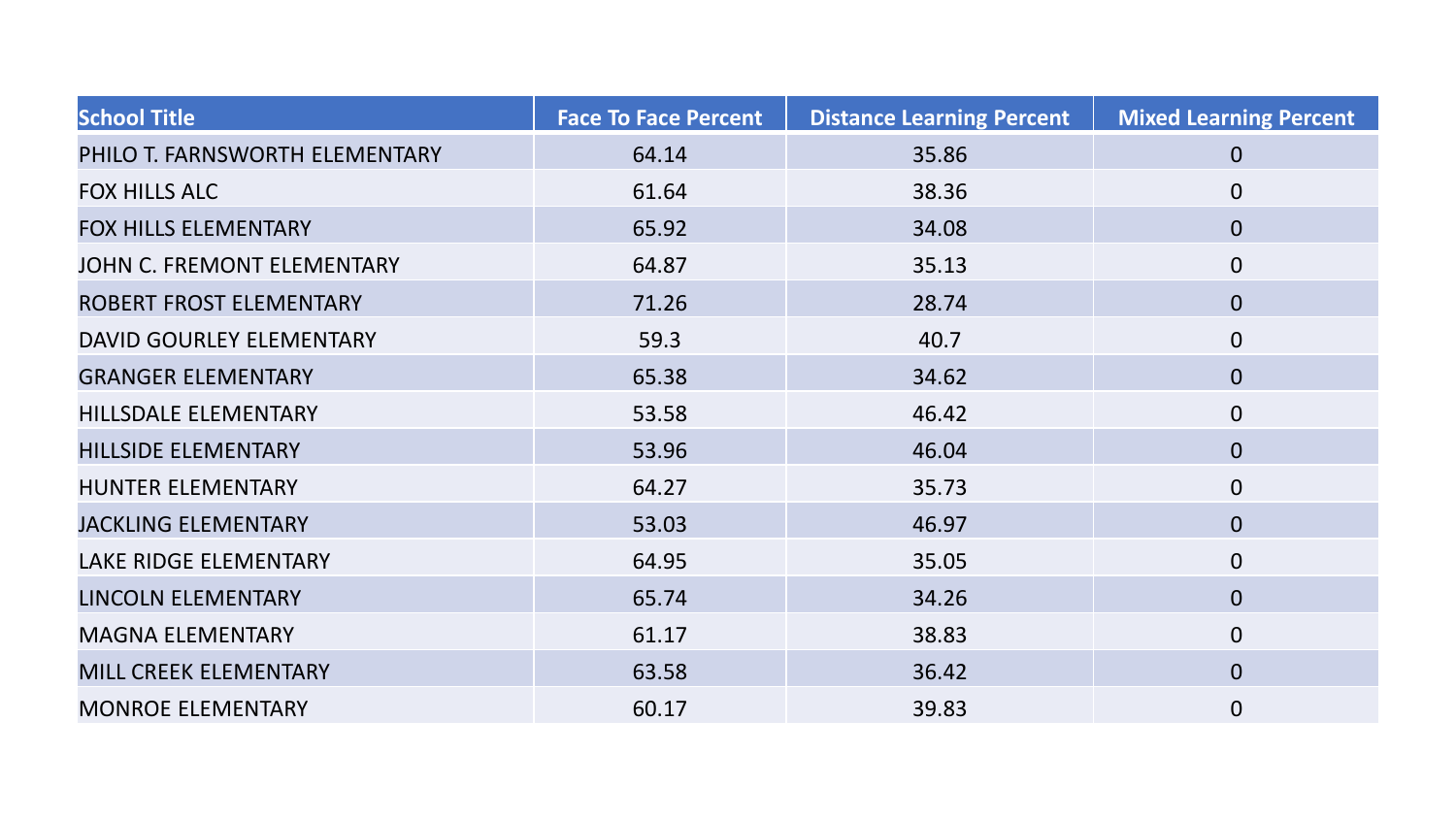| School Title | Face To Face Percent | Distance Learning Percent | Mixed Learning Percent |
|---|---|---|---|
| PHILO T. FARNSWORTH ELEMENTARY | 64.14 | 35.86 | 0 |
| FOX HILLS ALC | 61.64 | 38.36 | 0 |
| FOX HILLS ELEMENTARY | 65.92 | 34.08 | 0 |
| JOHN C. FREMONT ELEMENTARY | 64.87 | 35.13 | 0 |
| ROBERT FROST ELEMENTARY | 71.26 | 28.74 | 0 |
| DAVID GOURLEY ELEMENTARY | 59.3 | 40.7 | 0 |
| GRANGER ELEMENTARY | 65.38 | 34.62 | 0 |
| HILLSDALE ELEMENTARY | 53.58 | 46.42 | 0 |
| HILLSIDE ELEMENTARY | 53.96 | 46.04 | 0 |
| HUNTER ELEMENTARY | 64.27 | 35.73 | 0 |
| JACKLING ELEMENTARY | 53.03 | 46.97 | 0 |
| LAKE RIDGE ELEMENTARY | 64.95 | 35.05 | 0 |
| LINCOLN ELEMENTARY | 65.74 | 34.26 | 0 |
| MAGNA ELEMENTARY | 61.17 | 38.83 | 0 |
| MILL CREEK ELEMENTARY | 63.58 | 36.42 | 0 |
| MONROE ELEMENTARY | 60.17 | 39.83 | 0 |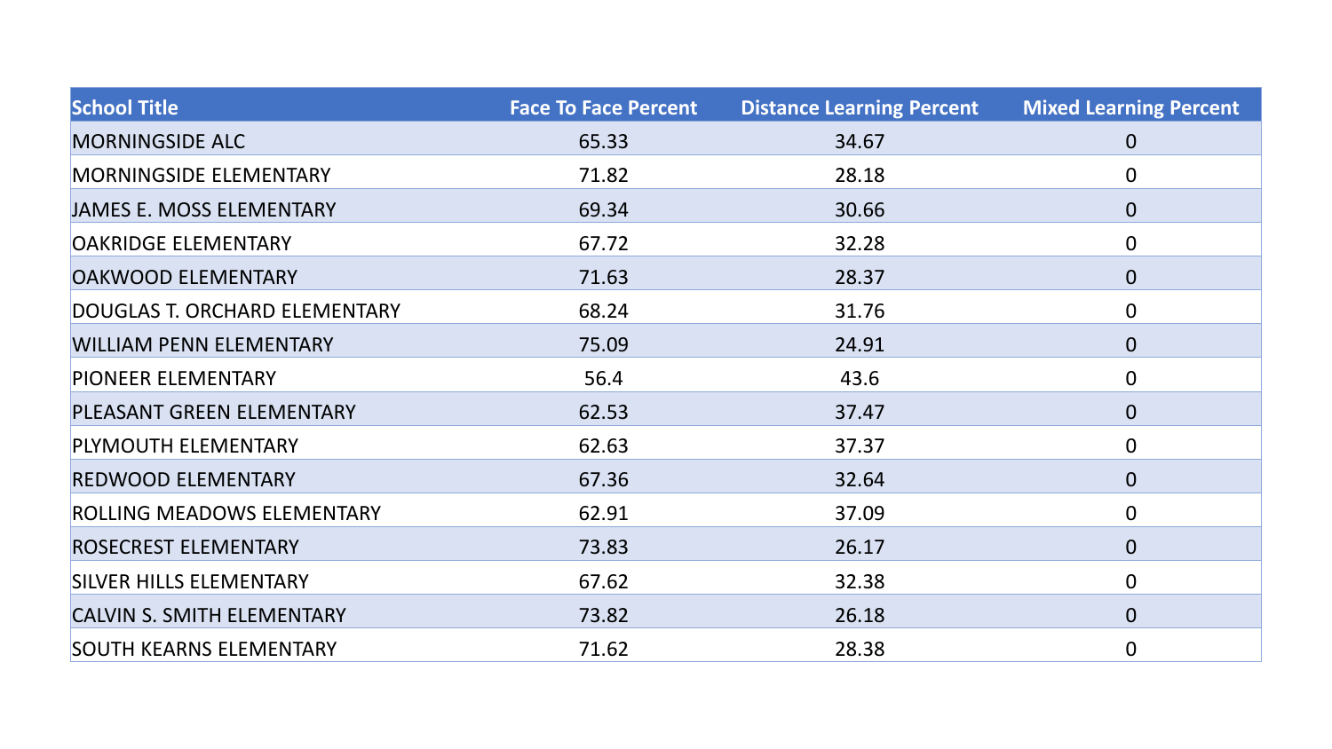| School Title | Face To Face Percent | Distance Learning Percent | Mixed Learning Percent |
| --- | --- | --- | --- |
| MORNINGSIDE ALC | 65.33 | 34.67 | 0 |
| MORNINGSIDE ELEMENTARY | 71.82 | 28.18 | 0 |
| JAMES E. MOSS ELEMENTARY | 69.34 | 30.66 | 0 |
| OAKRIDGE ELEMENTARY | 67.72 | 32.28 | 0 |
| OAKWOOD ELEMENTARY | 71.63 | 28.37 | 0 |
| DOUGLAS T. ORCHARD ELEMENTARY | 68.24 | 31.76 | 0 |
| WILLIAM PENN ELEMENTARY | 75.09 | 24.91 | 0 |
| PIONEER ELEMENTARY | 56.4 | 43.6 | 0 |
| PLEASANT GREEN ELEMENTARY | 62.53 | 37.47 | 0 |
| PLYMOUTH ELEMENTARY | 62.63 | 37.37 | 0 |
| REDWOOD ELEMENTARY | 67.36 | 32.64 | 0 |
| ROLLING MEADOWS ELEMENTARY | 62.91 | 37.09 | 0 |
| ROSECREST ELEMENTARY | 73.83 | 26.17 | 0 |
| SILVER HILLS ELEMENTARY | 67.62 | 32.38 | 0 |
| CALVIN S. SMITH ELEMENTARY | 73.82 | 26.18 | 0 |
| SOUTH KEARNS ELEMENTARY | 71.62 | 28.38 | 0 |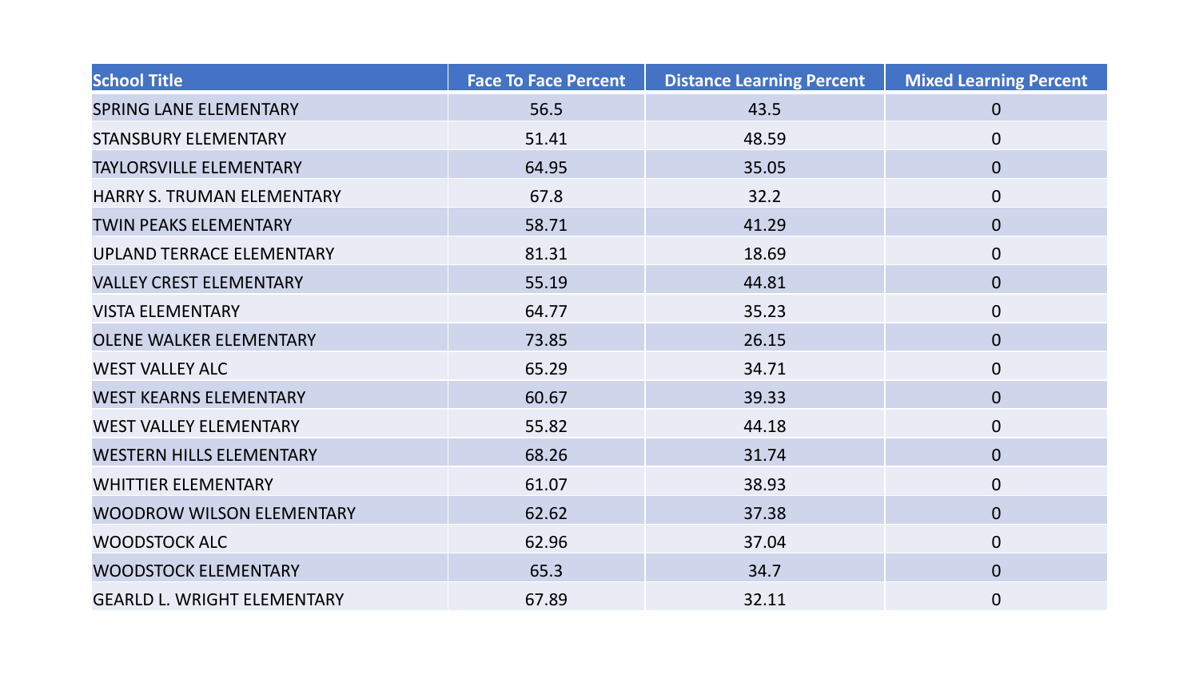| School Title | Face To Face Percent | Distance Learning Percent | Mixed Learning Percent |
| --- | --- | --- | --- |
| SPRING LANE ELEMENTARY | 56.5 | 43.5 | 0 |
| STANSBURY ELEMENTARY | 51.41 | 48.59 | 0 |
| TAYLORSVILLE ELEMENTARY | 64.95 | 35.05 | 0 |
| HARRY S. TRUMAN ELEMENTARY | 67.8 | 32.2 | 0 |
| TWIN PEAKS ELEMENTARY | 58.71 | 41.29 | 0 |
| UPLAND TERRACE ELEMENTARY | 81.31 | 18.69 | 0 |
| VALLEY CREST ELEMENTARY | 55.19 | 44.81 | 0 |
| VISTA ELEMENTARY | 64.77 | 35.23 | 0 |
| OLENE WALKER ELEMENTARY | 73.85 | 26.15 | 0 |
| WEST VALLEY ALC | 65.29 | 34.71 | 0 |
| WEST KEARNS ELEMENTARY | 60.67 | 39.33 | 0 |
| WEST VALLEY ELEMENTARY | 55.82 | 44.18 | 0 |
| WESTERN HILLS ELEMENTARY | 68.26 | 31.74 | 0 |
| WHITTIER ELEMENTARY | 61.07 | 38.93 | 0 |
| WOODROW WILSON ELEMENTARY | 62.62 | 37.38 | 0 |
| WOODSTOCK ALC | 62.96 | 37.04 | 0 |
| WOODSTOCK ELEMENTARY | 65.3 | 34.7 | 0 |
| GEARLD L. WRIGHT ELEMENTARY | 67.89 | 32.11 | 0 |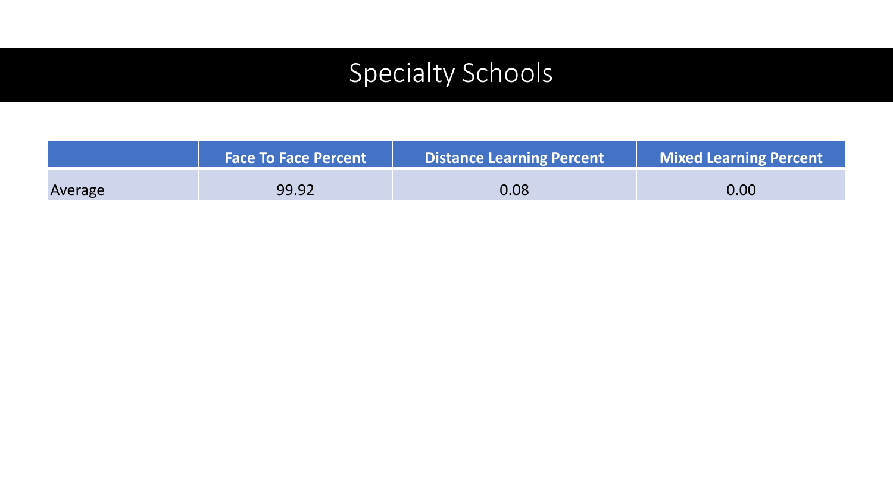# Specialty Schools

| | Face To Face Percent | Distance Learning Percent | Mixed Learning Percent |
|---|---|---|---|
| Average | 99.92 | 0.08 | 0.00 |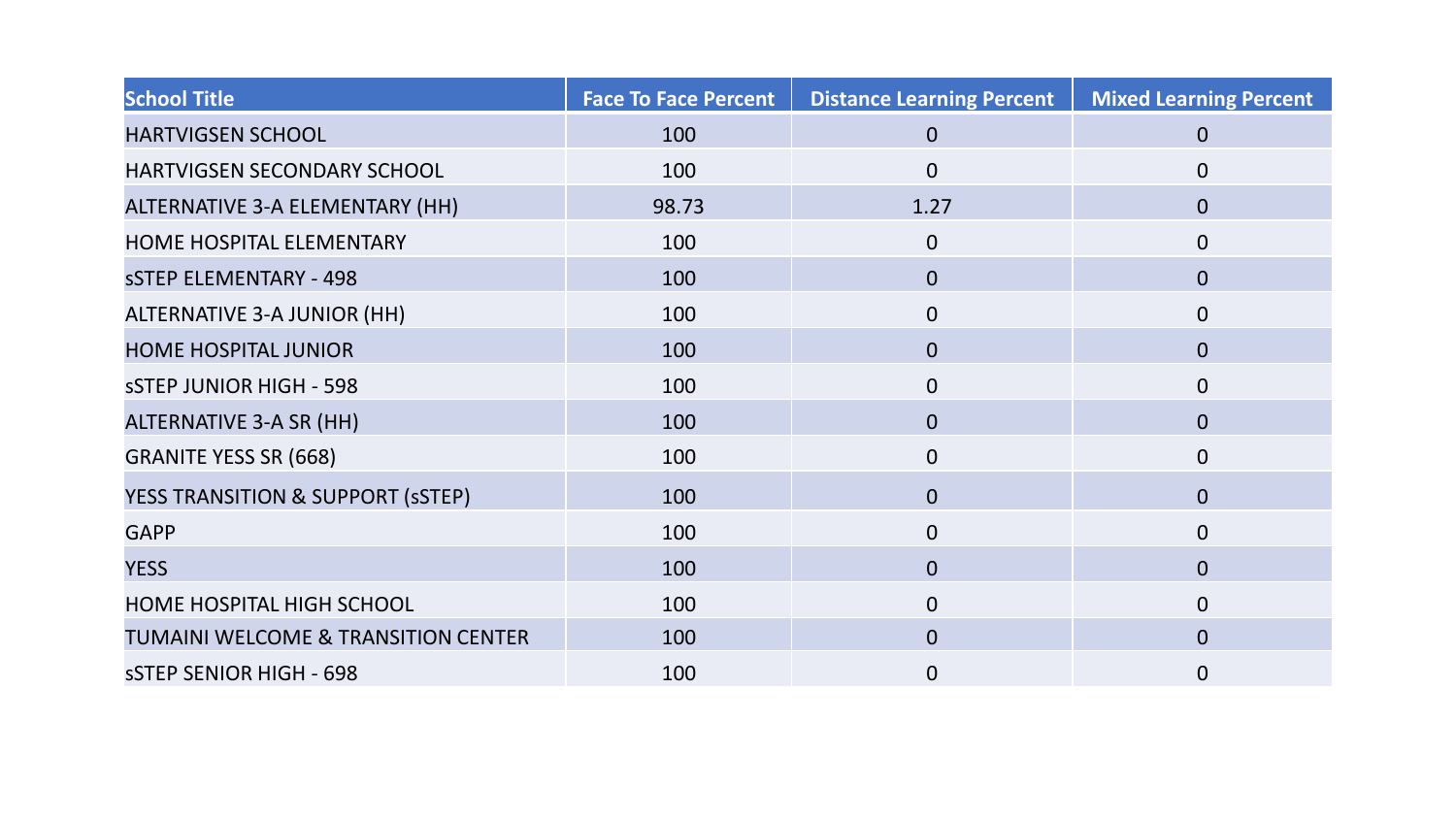| School Title | Face To Face Percent | Distance Learning Percent | Mixed Learning Percent |
|---|---|---|---|
| HARTVIGSEN SCHOOL | 100 | 0 | 0 |
| HARTVIGSEN SECONDARY SCHOOL | 100 | 0 | 0 |
| ALTERNATIVE 3-A ELEMENTARY (HH) | 98.73 | 1.27 | 0 |
| HOME HOSPITAL ELEMENTARY | 100 | 0 | 0 |
| sSTEP ELEMENTARY - 498 | 100 | 0 | 0 |
| ALTERNATIVE 3-A JUNIOR (HH) | 100 | 0 | 0 |
| HOME HOSPITAL JUNIOR | 100 | 0 | 0 |
| sSTEP JUNIOR HIGH - 598 | 100 | 0 | 0 |
| ALTERNATIVE 3-A SR (HH) | 100 | 0 | 0 |
| GRANITE YESS SR (668) | 100 | 0 | 0 |
| YESS TRANSITION & SUPPORT (sSTEP) | 100 | 0 | 0 |
| GAPP | 100 | 0 | 0 |
| YESS | 100 | 0 | 0 |
| HOME HOSPITAL HIGH SCHOOL | 100 | 0 | 0 |
| TUMAINI WELCOME & TRANSITION CENTER | 100 | 0 | 0 |
| sSTEP SENIOR HIGH - 698 | 100 | 0 | 0 |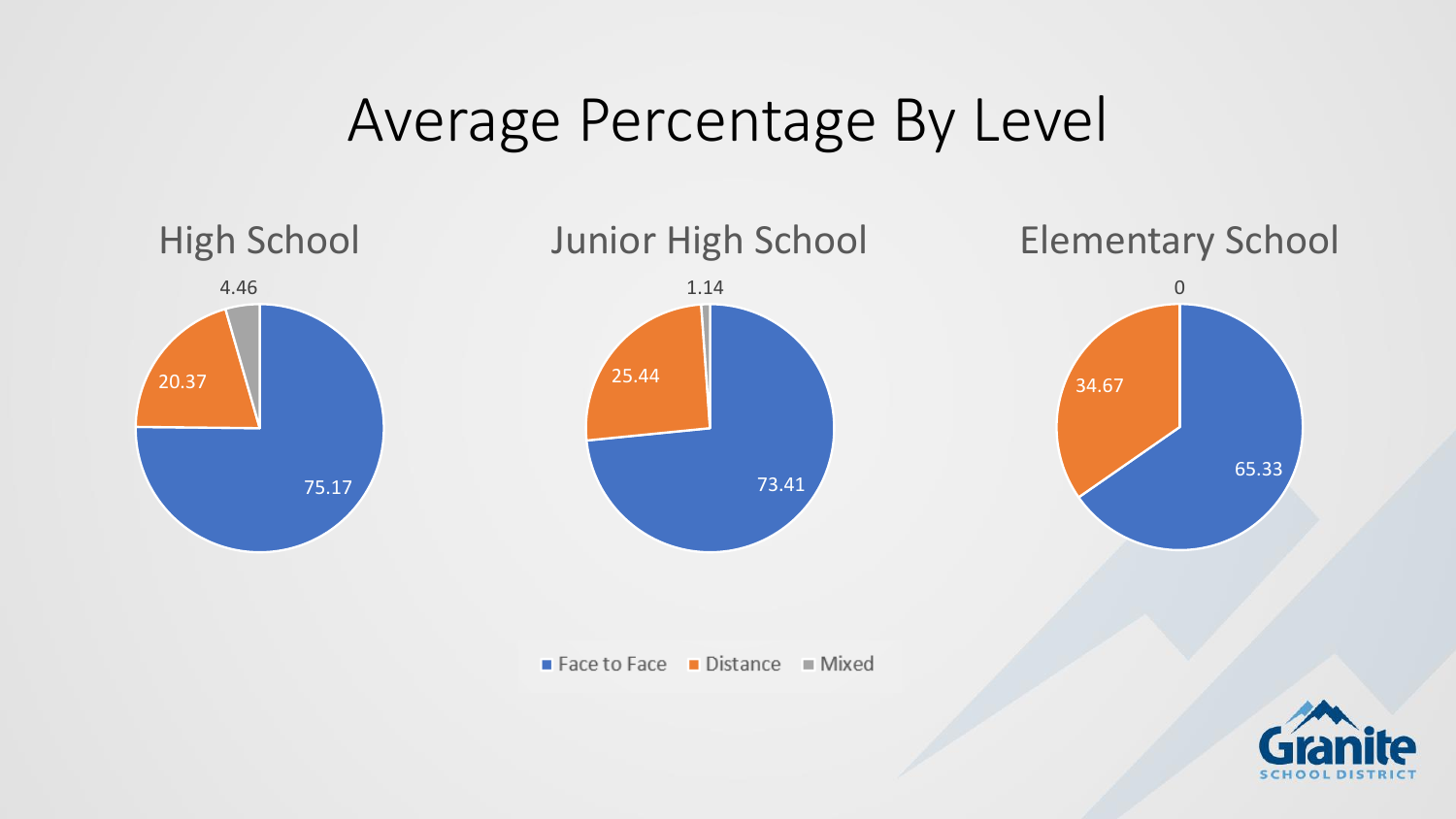# Average Percentage By Level

### High School

| Category | Percentage |
| --- | --- |
| Face to Face | 75.17 |
| Distance | 20.37 |
| Mixed | 4.46 |

### Junior High School

| Category | Percentage |
| --- | --- |
| Face to Face | 73.41 |
| Distance | 25.44 |
| Mixed | 1.14 |

### Elementary School

| Category | Percentage |
| --- | --- |
| Face to Face | 65.33 |
| Distance | 34.67 |
| Mixed | 0 |

Granite School District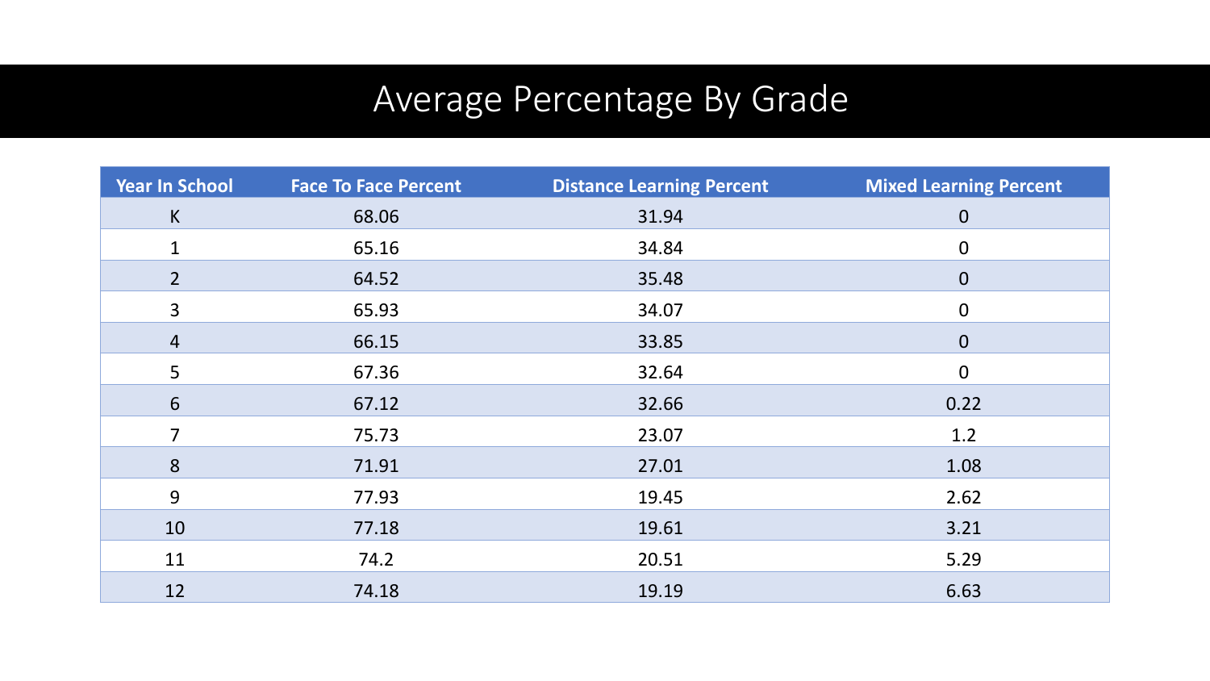# Average Percentage By Grade

| Year In School | Face To Face Percent | Distance Learning Percent | Mixed Learning Percent |
|---|---|---|---|
| K | 68.06 | 31.94 | 0 |
| 1 | 65.16 | 34.84 | 0 |
| 2 | 64.52 | 35.48 | 0 |
| 3 | 65.93 | 34.07 | 0 |
| 4 | 66.15 | 33.85 | 0 |
| 5 | 67.36 | 32.64 | 0 |
| 6 | 67.12 | 32.66 | 0.22 |
| 7 | 75.73 | 23.07 | 1.2 |
| 8 | 71.91 | 27.01 | 1.08 |
| 9 | 77.93 | 19.45 | 2.62 |
| 10 | 77.18 | 19.61 | 3.21 |
| 11 | 74.2 | 20.51 | 5.29 |
| 12 | 74.18 | 19.19 | 6.63 |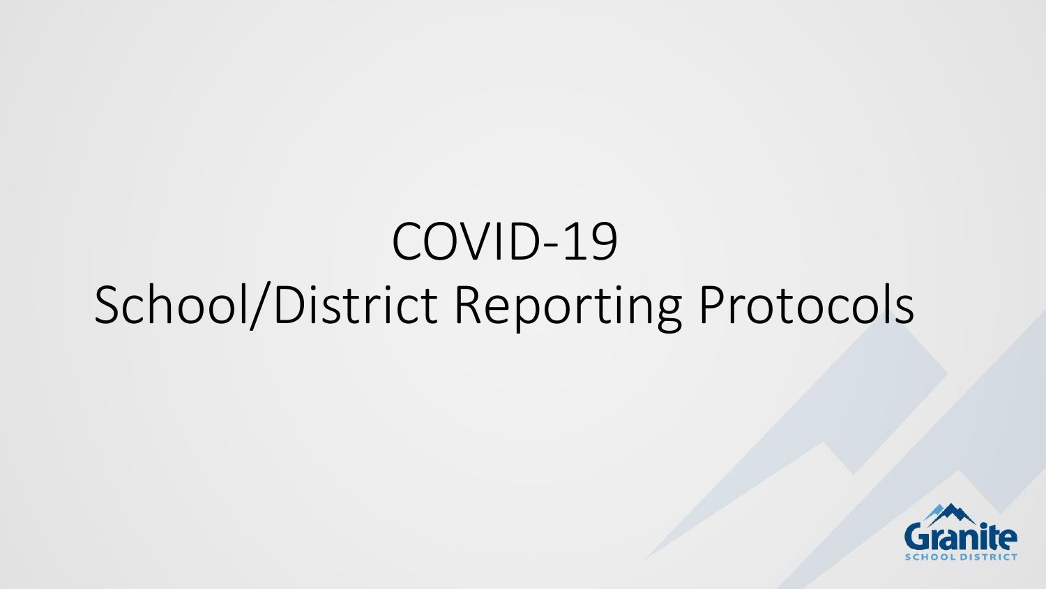# COVID-19
# School/District Reporting Protocols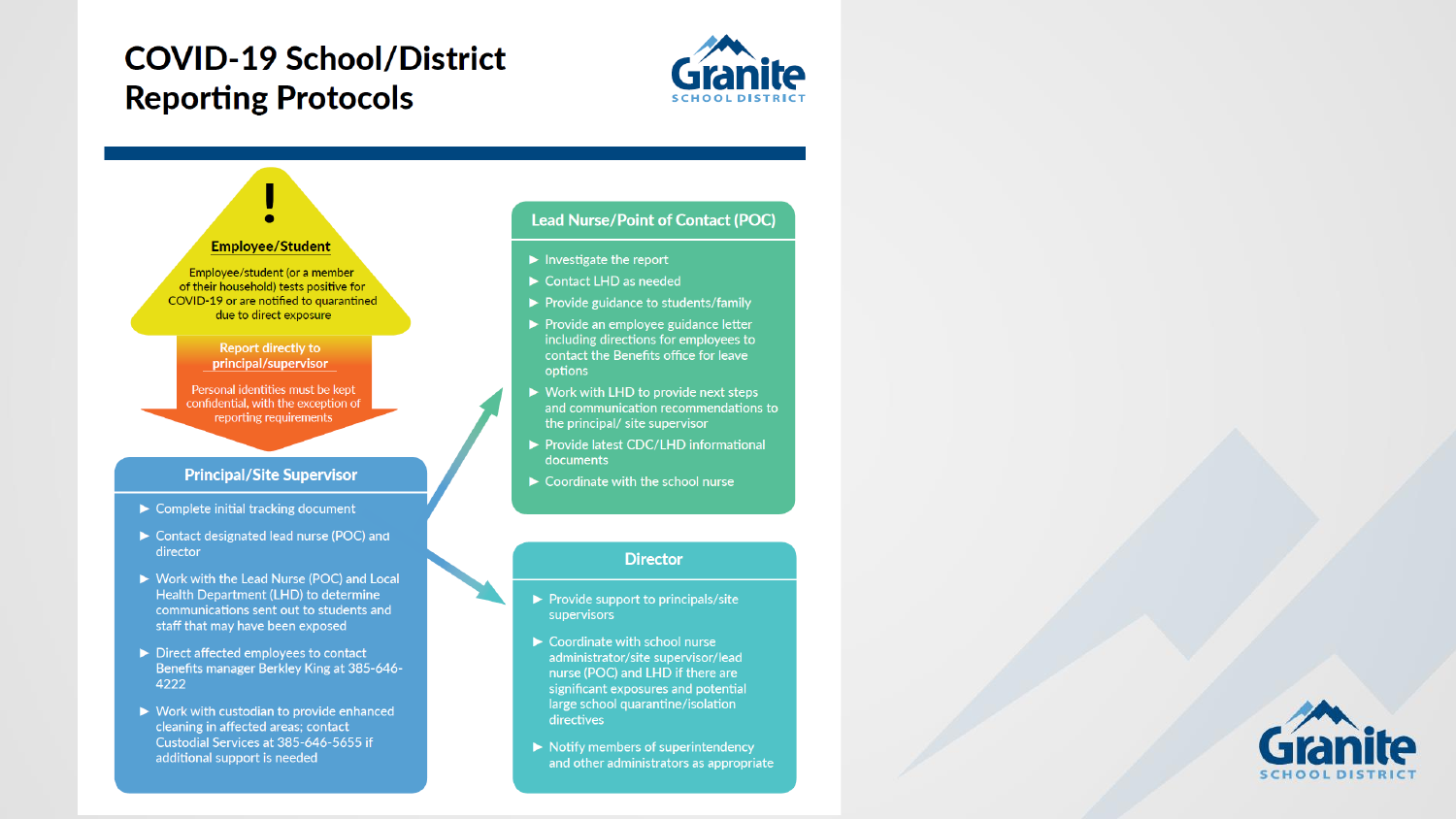# COVID-19 School/District Reporting Protocols

## Employee/Student

Employee/student (or a member of their household) tests positive for COVID-19 or are notified to quarantined due to direct exposure

**Report directly to principal/supervisor**

Personal identities must be kept confidential, with the exception of reporting requirements

## Principal/Site Supervisor

- Complete initial tracking document
- Contact designated lead nurse (POC) and director
- Work with the Lead Nurse (POC) and Local Health Department (LHD) to determine communications sent out to students and staff that may have been exposed
- Direct affected employees to contact Benefits manager Berkley King at 385-646-4222
- Work with custodian to provide enhanced cleaning in affected areas; contact Custodial Services at 385-646-5655 if additional support is needed

## Lead Nurse/Point of Contact (POC)

- Investigate the report
- Contact LHD as needed
- Provide guidance to students/family
- Provide an employee guidance letter including directions for employees to contact the Benefits office for leave options
- Work with LHD to provide next steps and communication recommendations to the principal/ site supervisor
- Provide latest CDC/LHD informational documents
- Coordinate with the school nurse

## Director

- Provide support to principals/site supervisors
- Coordinate with school nurse administrator/site supervisor/lead nurse (POC) and LHD if there are significant exposures and potential large school quarantine/isolation directives
- Notify members of superintendency and other administrators as appropriate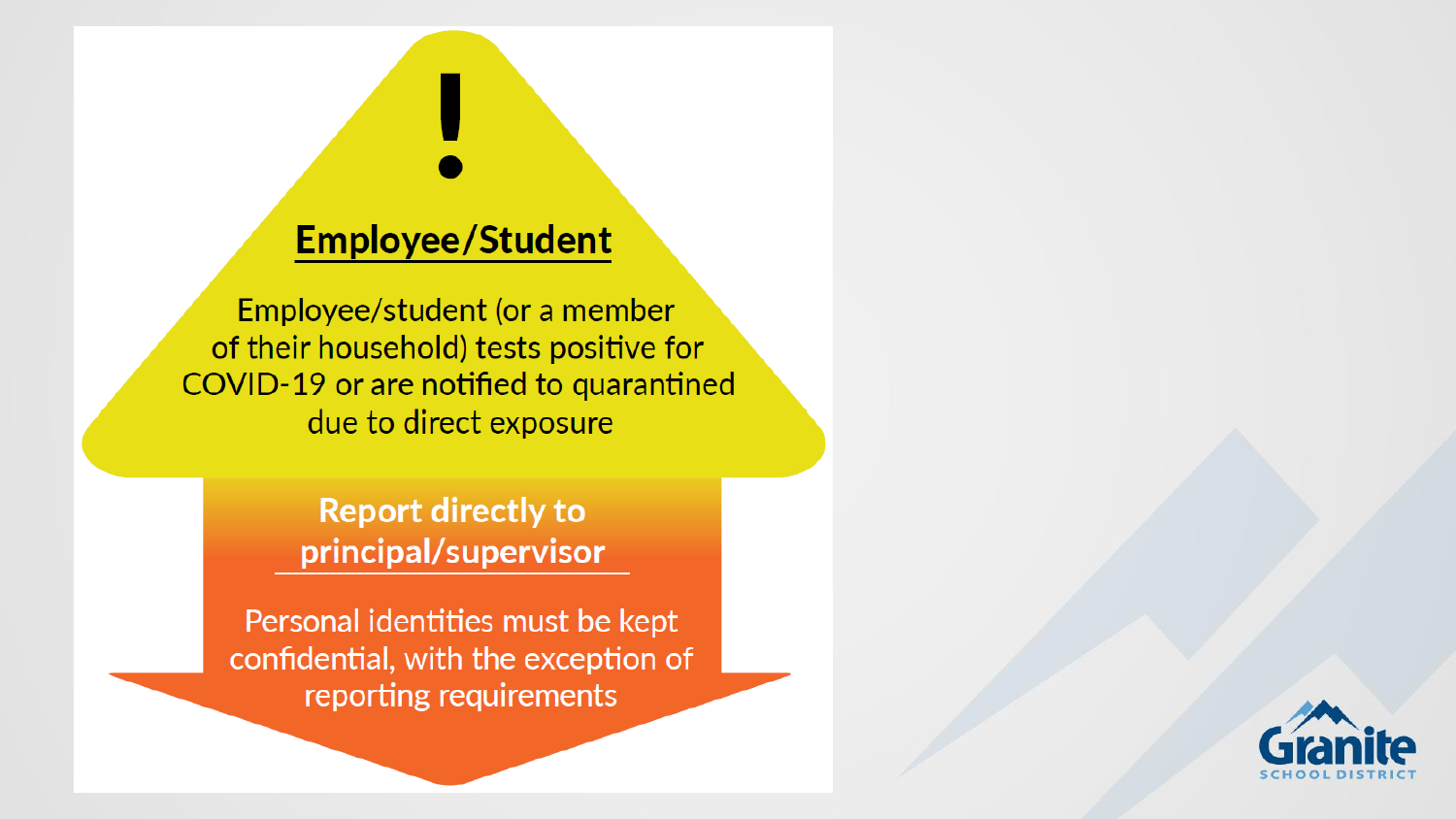## Employee/Student

Employee/student (or a member of their household) tests positive for COVID-19 or are notified to quarantined due to direct exposure

**Report directly to principal/supervisor**

Personal identities must be kept confidential, with the exception of reporting requirements

Granite SCHOOL DISTRICT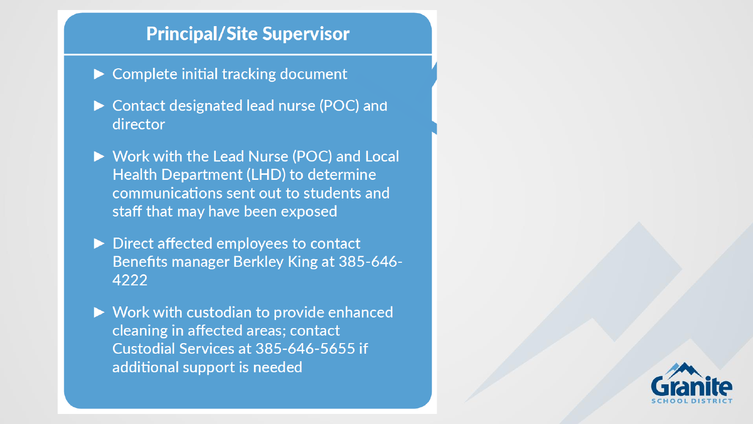## Principal/Site Supervisor

- Complete initial tracking document
- Contact designated lead nurse (POC) and director
- Work with the Lead Nurse (POC) and Local Health Department (LHD) to determine communications sent out to students and staff that may have been exposed
- Direct affected employees to contact Benefits manager Berkley King at 385-646-4222
- Work with custodian to provide enhanced cleaning in affected areas; contact Custodial Services at 385-646-5655 if additional support is needed

Granite SCHOOL DISTRICT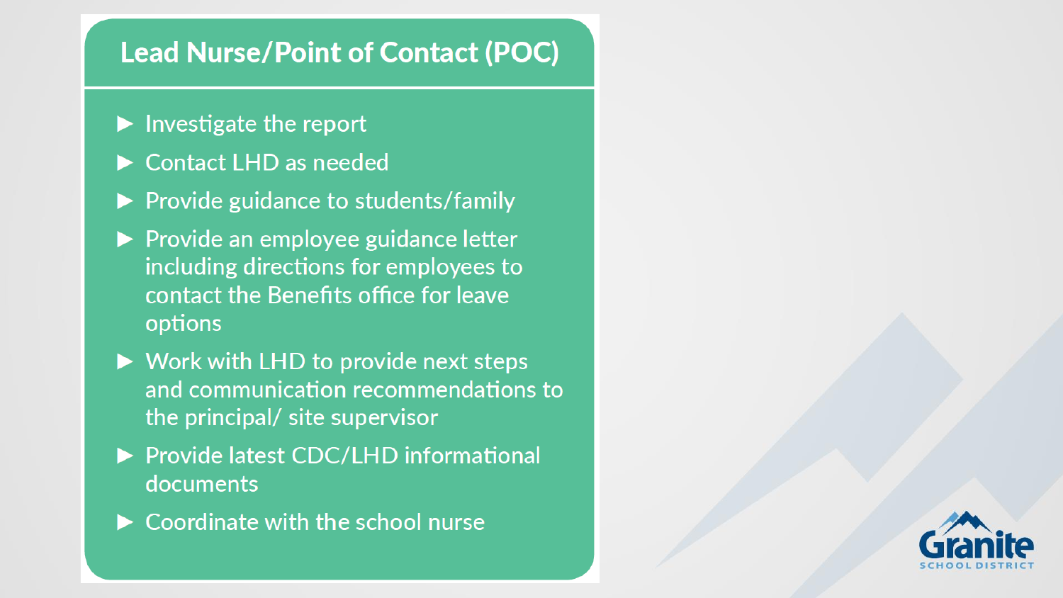# Lead Nurse/Point of Contact (POC)

- Investigate the report
- Contact LHD as needed
- Provide guidance to students/family
- Provide an employee guidance letter including directions for employees to contact the Benefits office for leave options
- Work with LHD to provide next steps and communication recommendations to the principal/ site supervisor
- Provide latest CDC/LHD informational documents
- Coordinate with the school nurse

Granite SCHOOL DISTRICT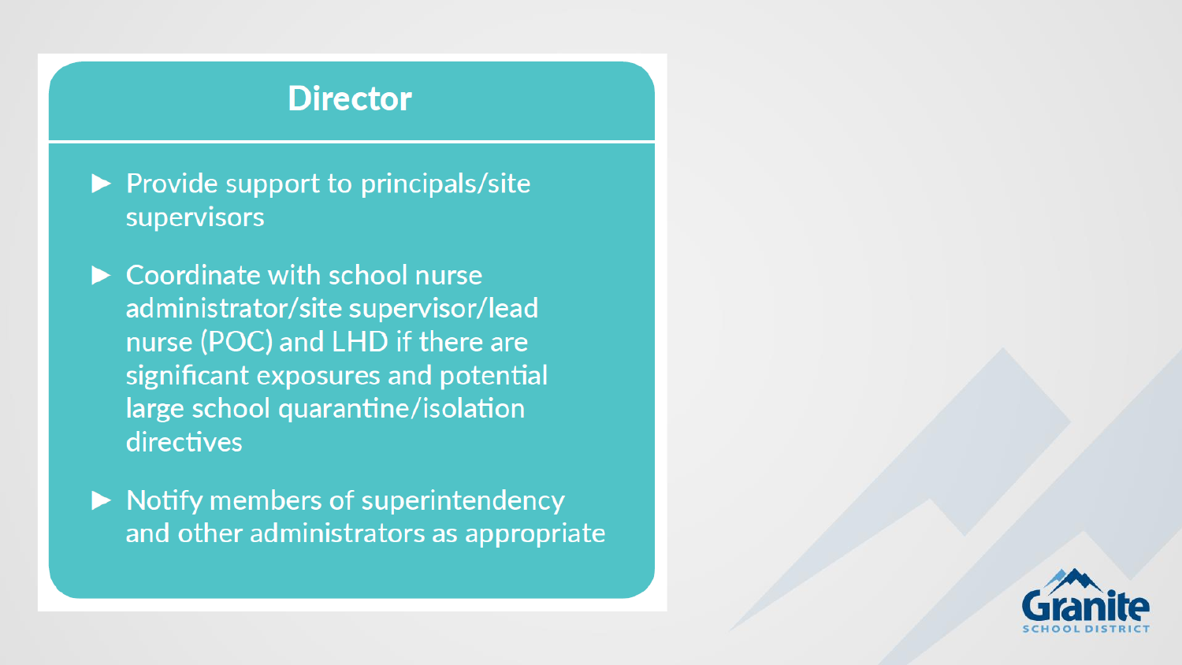# Director

- Provide support to principals/site supervisors
- Coordinate with school nurse administrator/site supervisor/lead nurse (POC) and LHD if there are significant exposures and potential large school quarantine/isolation directives
- Notify members of superintendency and other administrators as appropriate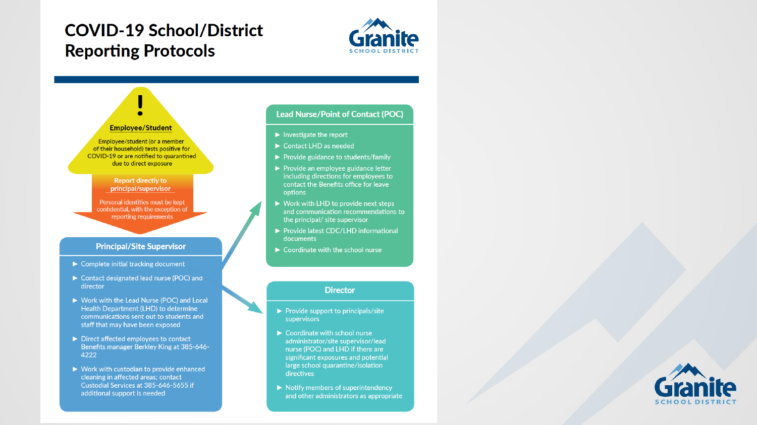# COVID-19 School/District Reporting Protocols

Granite SCHOOL DISTRICT

## Employee/Student

Employee/student (or a member of their household) tests positive for COVID-19 or are notified to quarantined due to direct exposure

**Report directly to principal/supervisor**

Personal identities must be kept confidential, with the exception of reporting requirements

## Principal/Site Supervisor

- Complete initial tracking document
- Contact designated lead nurse (POC) and director
- Work with the Lead Nurse (POC) and Local Health Department (LHD) to determine communications sent out to students and staff that may have been exposed
- Direct affected employees to contact Benefits manager Berkley King at 385-646-4222
- Work with custodian to provide enhanced cleaning in affected areas; contact Custodial Services at 385-646-5655 if additional support is needed

## Lead Nurse/Point of Contact (POC)

- Investigate the report
- Contact LHD as needed
- Provide guidance to students/family
- Provide an employee guidance letter including directions for employees to contact the Benefits office for leave options
- Work with LHD to provide next steps and communication recommendations to the principal/ site supervisor
- Provide latest CDC/LHD informational documents
- Coordinate with the school nurse

## Director

- Provide support to principals/site supervisors
- Coordinate with school nurse administrator/site supervisor/lead nurse (POC) and LHD if there are significant exposures and potential large school quarantine/isolation directives
- Notify members of superintendency and other administrators as appropriate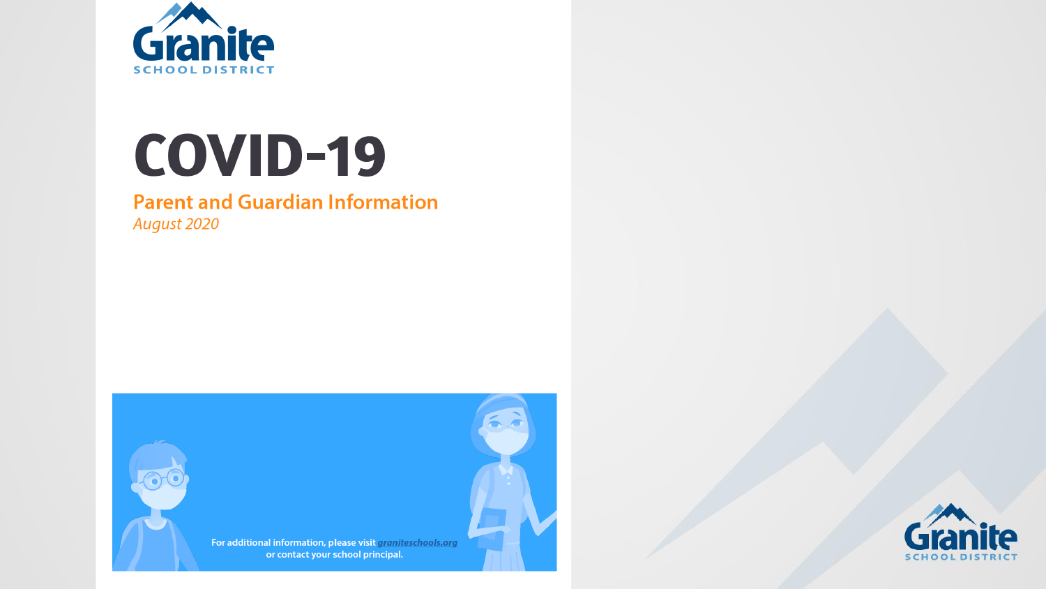Granite
SCHOOL DISTRICT

# COVID-19

## Parent and Guardian Information

*August 2020*

For additional information, please visit *graniteschools.org* or contact your school principal.

Granite
SCHOOL DISTRICT